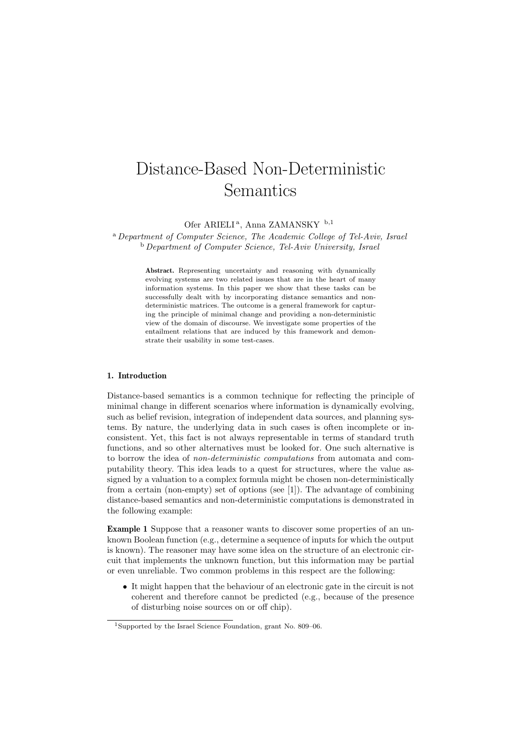# Distance-Based Non-Deterministic Semantics

Ofer ARIELI [a], Anna ZAMANSKY [b,1]

[a] *Department of Computer Science, The Academic College of Tel-Aviv, Israel*
[b] *Department of Computer Science, Tel-Aviv University, Israel*

**Abstract.** Representing uncertainty and reasoning with dynamically evolving systems are two related issues that are in the heart of many information systems. In this paper we show that these tasks can be successfully dealt with by incorporating distance semantics and non-deterministic matrices. The outcome is a general framework for capturing the principle of minimal change and providing a non-deterministic view of the domain of discourse. We investigate some properties of the entailment relations that are induced by this framework and demonstrate their usability in some test-cases.

## 1. Introduction

Distance-based semantics is a common technique for reflecting the principle of minimal change in different scenarios where information is dynamically evolving, such as belief revision, integration of independent data sources, and planning systems. By nature, the underlying data in such cases is often incomplete or inconsistent. Yet, this fact is not always representable in terms of standard truth functions, and so other alternatives must be looked for. One such alternative is to borrow the idea of *non-deterministic computations* from automata and computability theory. This idea leads to a quest for structures, where the value assigned by a valuation to a complex formula might be chosen non-deterministically from a certain (non-empty) set of options (see [1]). The advantage of combining distance-based semantics and non-deterministic computations is demonstrated in the following example:

**Example 1** Suppose that a reasoner wants to discover some properties of an unknown Boolean function (e.g., determine a sequence of inputs for which the output is known). The reasoner may have some idea on the structure of an electronic circuit that implements the unknown function, but this information may be partial or even unreliable. Two common problems in this respect are the following:

- It might happen that the behaviour of an electronic gate in the circuit is not coherent and therefore cannot be predicted (e.g., because of the presence of disturbing noise sources on or off chip).

---

[1] Supported by the Israel Science Foundation, grant No. 809–06.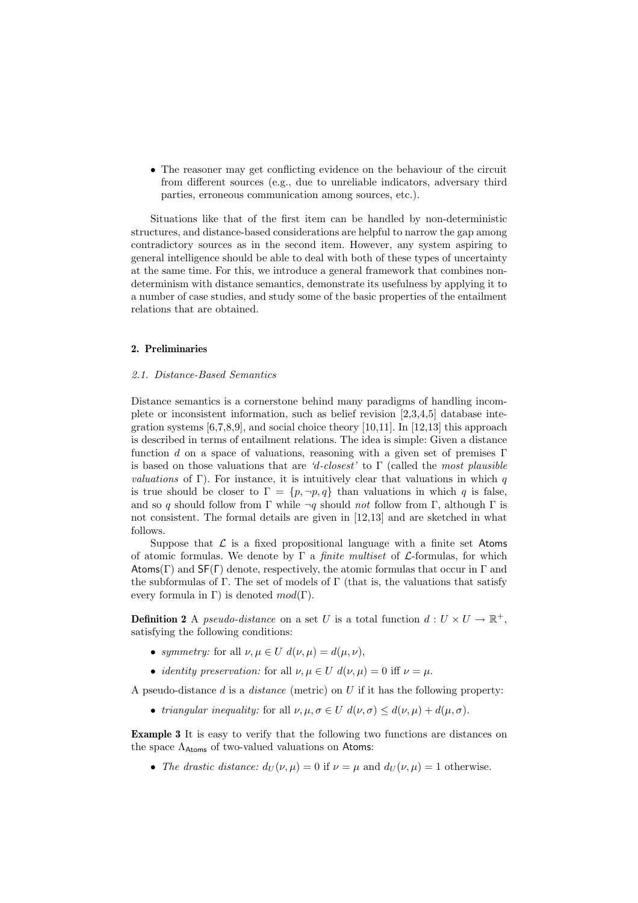- The reasoner may get conflicting evidence on the behaviour of the circuit from different sources (e.g., due to unreliable indicators, adversary third parties, erroneous communication among sources, etc.).

Situations like that of the first item can be handled by non-deterministic structures, and distance-based considerations are helpful to narrow the gap among contradictory sources as in the second item. However, any system aspiring to general intelligence should be able to deal with both of these types of uncertainty at the same time. For this, we introduce a general framework that combines non-determinism with distance semantics, demonstrate its usefulness by applying it to a number of case studies, and study some of the basic properties of the entailment relations that are obtained.

## 2. Preliminaries

### 2.1. Distance-Based Semantics

Distance semantics is a cornerstone behind many paradigms of handling incomplete or inconsistent information, such as belief revision [2,3,4,5] database integration systems [6,7,8,9], and social choice theory [10,11]. In [12,13] this approach is described in terms of entailment relations. The idea is simple: Given a distance function $d$ on a space of valuations, reasoning with a given set of premises $\Gamma$ is based on those valuations that are *'d-closest'* to $\Gamma$ (called the *most plausible valuations* of $\Gamma$). For instance, it is intuitively clear that valuations in which $q$ is true should be closer to $\Gamma = \{p, \neg p, q\}$ than valuations in which $q$ is false, and so $q$ should follow from $\Gamma$ while $\neg q$ should *not* follow from $\Gamma$, although $\Gamma$ is not consistent. The formal details are given in [12,13] and are sketched in what follows.

Suppose that $\mathcal{L}$ is a fixed propositional language with a finite set $\mathsf{Atoms}$ of atomic formulas. We denote by $\Gamma$ a *finite multiset* of $\mathcal{L}$-formulas, for which $\mathsf{Atoms}(\Gamma)$ and $\mathsf{SF}(\Gamma)$ denote, respectively, the atomic formulas that occur in $\Gamma$ and the subformulas of $\Gamma$. The set of models of $\Gamma$ (that is, the valuations that satisfy every formula in $\Gamma$) is denoted $mod(\Gamma)$.

**Definition 2** A *pseudo-distance* on a set $U$ is a total function $d : U \times U \to \mathbb{R}^+$, satisfying the following conditions:

- *symmetry:* for all $\nu, \mu \in U$ $d(\nu, \mu) = d(\mu, \nu)$,
- *identity preservation:* for all $\nu, \mu \in U$ $d(\nu, \mu) = 0$ iff $\nu = \mu$.

A pseudo-distance $d$ is a *distance* (metric) on $U$ if it has the following property:

- *triangular inequality:* for all $\nu, \mu, \sigma \in U$ $d(\nu, \sigma) \leq d(\nu, \mu) + d(\mu, \sigma)$.

**Example 3** It is easy to verify that the following two functions are distances on the space $\Lambda_{\mathsf{Atoms}}$ of two-valued valuations on $\mathsf{Atoms}$:

- *The drastic distance:* $d_U(\nu, \mu) = 0$ if $\nu = \mu$ and $d_U(\nu, \mu) = 1$ otherwise.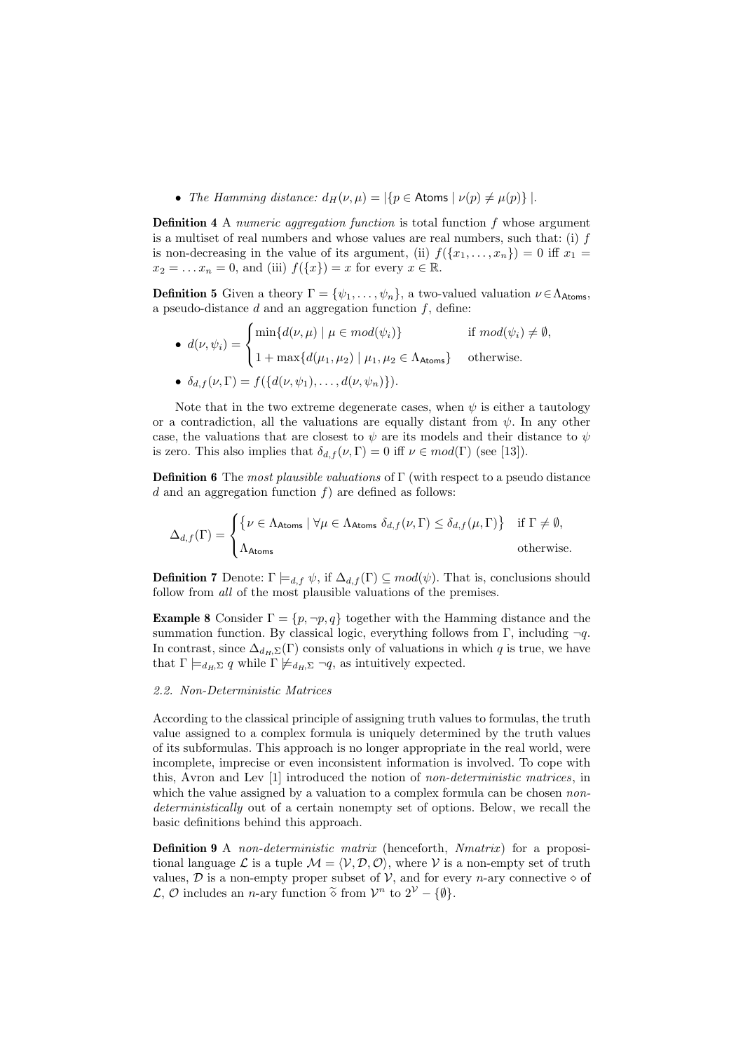- *The Hamming distance:* $d_H(\nu, \mu) = |\{p \in \mathsf{Atoms} \mid \nu(p) \neq \mu(p)\}|$.

**Definition 4** A *numeric aggregation function* is total function $f$ whose argument is a multiset of real numbers and whose values are real numbers, such that: (i) $f$ is non-decreasing in the value of its argument, (ii) $f(\{x_1, \ldots, x_n\}) = 0$ iff $x_1 = x_2 = \ldots x_n = 0$, and (iii) $f(\{x\}) = x$ for every $x \in \mathbb{R}$.

**Definition 5** Given a theory $\Gamma = \{\psi_1, \ldots, \psi_n\}$, a two-valued valuation $\nu \in \Lambda_{\mathsf{Atoms}}$, a pseudo-distance $d$ and an aggregation function $f$, define:

- $d(\nu, \psi_i) = \begin{cases} \min\{d(\nu, \mu) \mid \mu \in mod(\psi_i)\} & \text{if } mod(\psi_i) \neq \emptyset, \\ 1 + \max\{d(\mu_1, \mu_2) \mid \mu_1, \mu_2 \in \Lambda_{\mathsf{Atoms}}\} & \text{otherwise.} \end{cases}$
- $\delta_{d,f}(\nu, \Gamma) = f(\{d(\nu, \psi_1), \ldots, d(\nu, \psi_n)\})$.

Note that in the two extreme degenerate cases, when $\psi$ is either a tautology or a contradiction, all the valuations are equally distant from $\psi$. In any other case, the valuations that are closest to $\psi$ are its models and their distance to $\psi$ is zero. This also implies that $\delta_{d,f}(\nu, \Gamma) = 0$ iff $\nu \in mod(\Gamma)$ (see [13]).

**Definition 6** The *most plausible valuations* of $\Gamma$ (with respect to a pseudo distance $d$ and an aggregation function $f$) are defined as follows:

$$\Delta_{d,f}(\Gamma) = \begin{cases} \{\nu \in \Lambda_{\mathsf{Atoms}} \mid \forall \mu \in \Lambda_{\mathsf{Atoms}} \ \delta_{d,f}(\nu, \Gamma) \leq \delta_{d,f}(\mu, \Gamma)\} & \text{if } \Gamma \neq \emptyset, \\ \Lambda_{\mathsf{Atoms}} & \text{otherwise.} \end{cases}$$

**Definition 7** Denote: $\Gamma \models_{d,f} \psi$, if $\Delta_{d,f}(\Gamma) \subseteq mod(\psi)$. That is, conclusions should follow from *all* of the most plausible valuations of the premises.

**Example 8** Consider $\Gamma = \{p, \neg p, q\}$ together with the Hamming distance and the summation function. By classical logic, everything follows from $\Gamma$, including $\neg q$. In contrast, since $\Delta_{d_H,\Sigma}(\Gamma)$ consists only of valuations in which $q$ is true, we have that $\Gamma \models_{d_H,\Sigma} q$ while $\Gamma \not\models_{d_H,\Sigma} \neg q$, as intuitively expected.

### *2.2. Non-Deterministic Matrices*

According to the classical principle of assigning truth values to formulas, the truth value assigned to a complex formula is uniquely determined by the truth values of its subformulas. This approach is no longer appropriate in the real world, were incomplete, imprecise or even inconsistent information is involved. To cope with this, Avron and Lev [1] introduced the notion of *non-deterministic matrices*, in which the value assigned by a valuation to a complex formula can be chosen *non-deterministically* out of a certain nonempty set of options. Below, we recall the basic definitions behind this approach.

**Definition 9** A *non-deterministic matrix* (henceforth, *Nmatrix*) for a propositional language $\mathcal{L}$ is a tuple $\mathcal{M} = \langle \mathcal{V}, \mathcal{D}, \mathcal{O} \rangle$, where $\mathcal{V}$ is a non-empty set of truth values, $\mathcal{D}$ is a non-empty proper subset of $\mathcal{V}$, and for every $n$-ary connective $\diamond$ of $\mathcal{L}$, $\mathcal{O}$ includes an $n$-ary function $\widetilde{\diamond}$ from $\mathcal{V}^n$ to $2^{\mathcal{V}} - \{\emptyset\}$.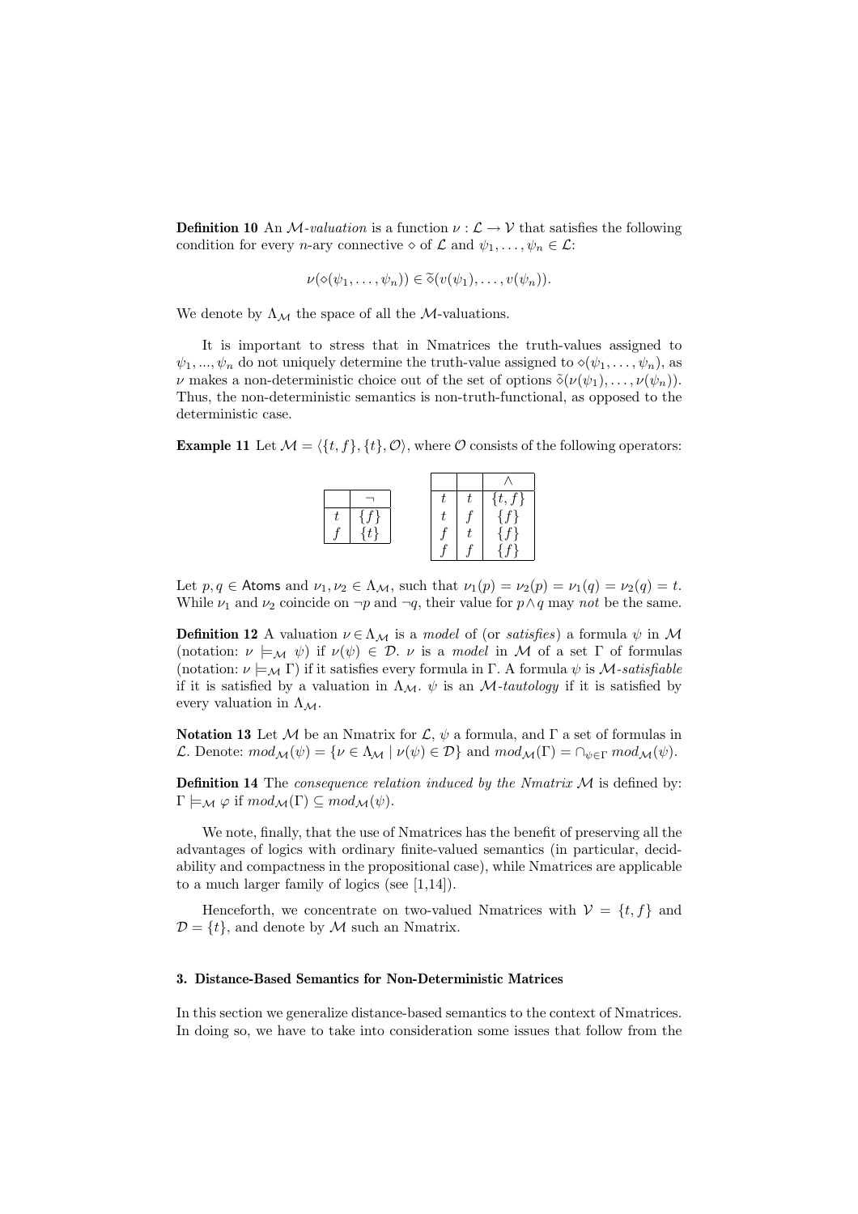**Definition 10** An $\mathcal{M}$-*valuation* is a function $\nu : \mathcal{L} \to \mathcal{V}$ that satisfies the following condition for every $n$-ary connective $\diamond$ of $\mathcal{L}$ and $\psi_1, \ldots, \psi_n \in \mathcal{L}$:

$$\nu(\diamond(\psi_1, \ldots, \psi_n)) \in \widetilde{\diamond}(v(\psi_1), \ldots, v(\psi_n)).$$

We denote by $\Lambda_{\mathcal{M}}$ the space of all the $\mathcal{M}$-valuations.

It is important to stress that in Nmatrices the truth-values assigned to $\psi_1, ..., \psi_n$ do not uniquely determine the truth-value assigned to $\diamond(\psi_1, \ldots, \psi_n)$, as $\nu$ makes a non-deterministic choice out of the set of options $\tilde{\diamond}(\nu(\psi_1), \ldots, \nu(\psi_n))$. Thus, the non-deterministic semantics is non-truth-functional, as opposed to the deterministic case.

**Example 11** Let $\mathcal{M} = \langle \{t, f\}, \{t\}, \mathcal{O} \rangle$, where $\mathcal{O}$ consists of the following operators:

| | $\neg$ |
|---|---|
| $t$ | $\{f\}$ |
| $f$ | $\{t\}$ |

| | | $\wedge$ |
|---|---|---|
| $t$ | $t$ | $\{t, f\}$ |
| $t$ | $f$ | $\{f\}$ |
| $f$ | $t$ | $\{f\}$ |
| $f$ | $f$ | $\{f\}$ |

Let $p, q \in$ Atoms and $\nu_1, \nu_2 \in \Lambda_{\mathcal{M}}$, such that $\nu_1(p) = \nu_2(p) = \nu_1(q) = \nu_2(q) = t$. While $\nu_1$ and $\nu_2$ coincide on $\neg p$ and $\neg q$, their value for $p \wedge q$ may *not* be the same.

**Definition 12** A valuation $\nu \in \Lambda_{\mathcal{M}}$ is a *model* of (or *satisfies*) a formula $\psi$ in $\mathcal{M}$ (notation: $\nu \models_{\mathcal{M}} \psi$) if $\nu(\psi) \in \mathcal{D}$. $\nu$ is a *model* in $\mathcal{M}$ of a set $\Gamma$ of formulas (notation: $\nu \models_{\mathcal{M}} \Gamma$) if it satisfies every formula in $\Gamma$. A formula $\psi$ is $\mathcal{M}$-*satisfiable* if it is satisfied by a valuation in $\Lambda_{\mathcal{M}}$. $\psi$ is an $\mathcal{M}$-*tautology* if it is satisfied by every valuation in $\Lambda_{\mathcal{M}}$.

**Notation 13** Let $\mathcal{M}$ be an Nmatrix for $\mathcal{L}$, $\psi$ a formula, and $\Gamma$ a set of formulas in $\mathcal{L}$. Denote: $mod_{\mathcal{M}}(\psi) = \{\nu \in \Lambda_{\mathcal{M}} \mid \nu(\psi) \in \mathcal{D}\}$ and $mod_{\mathcal{M}}(\Gamma) = \cap_{\psi \in \Gamma} \, mod_{\mathcal{M}}(\psi)$.

**Definition 14** The *consequence relation induced by the Nmatrix* $\mathcal{M}$ is defined by: $\Gamma \models_{\mathcal{M}} \varphi$ if $mod_{\mathcal{M}}(\Gamma) \subseteq mod_{\mathcal{M}}(\psi)$.

We note, finally, that the use of Nmatrices has the benefit of preserving all the advantages of logics with ordinary finite-valued semantics (in particular, decidability and compactness in the propositional case), while Nmatrices are applicable to a much larger family of logics (see [1,14]).

Henceforth, we concentrate on two-valued Nmatrices with $\mathcal{V} = \{t, f\}$ and $\mathcal{D} = \{t\}$, and denote by $\mathcal{M}$ such an Nmatrix.

### 3. Distance-Based Semantics for Non-Deterministic Matrices

In this section we generalize distance-based semantics to the context of Nmatrices. In doing so, we have to take into consideration some issues that follow from the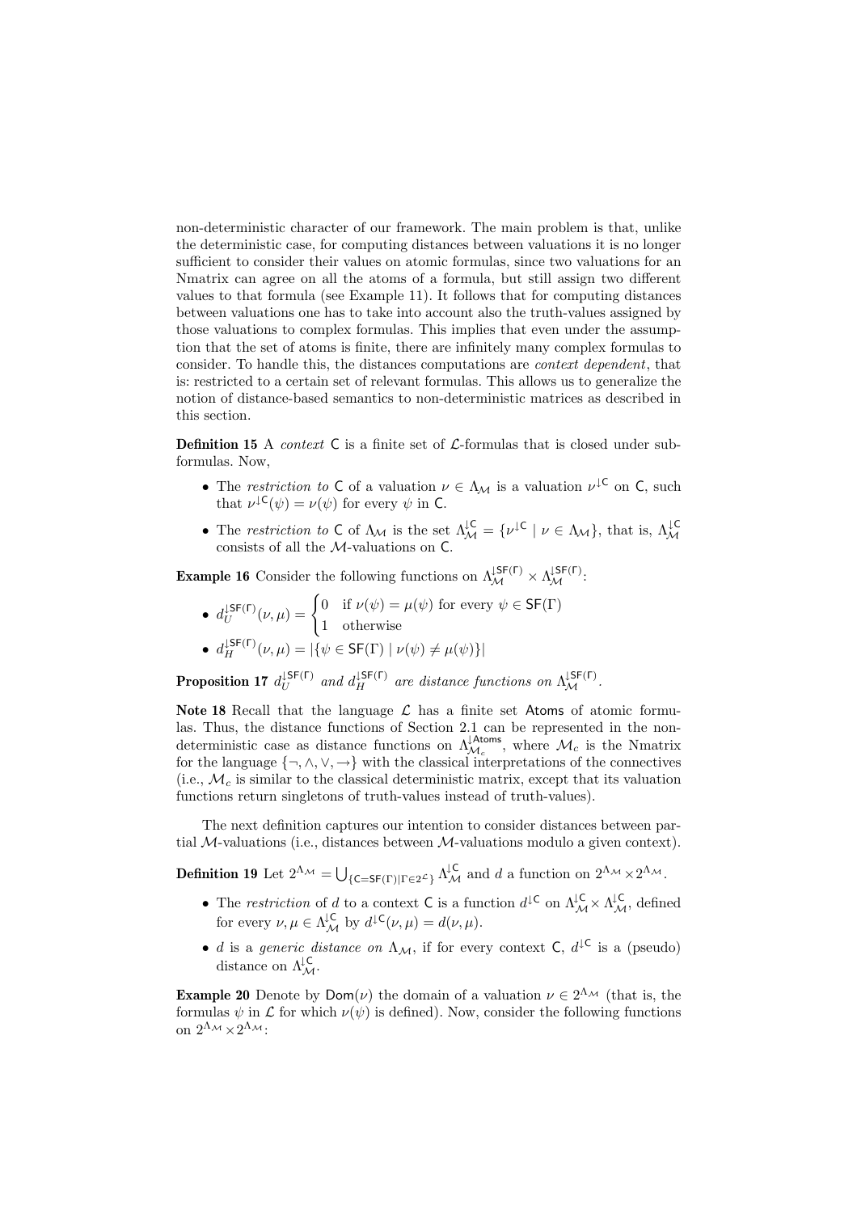non-deterministic character of our framework. The main problem is that, unlike the deterministic case, for computing distances between valuations it is no longer sufficient to consider their values on atomic formulas, since two valuations for an Nmatrix can agree on all the atoms of a formula, but still assign two different values to that formula (see Example 11). It follows that for computing distances between valuations one has to take into account also the truth-values assigned by those valuations to complex formulas. This implies that even under the assumption that the set of atoms is finite, there are infinitely many complex formulas to consider. To handle this, the distances computations are *context dependent*, that is: restricted to a certain set of relevant formulas. This allows us to generalize the notion of distance-based semantics to non-deterministic matrices as described in this section.

**Definition 15** A *context* $\mathsf{C}$ is a finite set of $\mathcal{L}$-formulas that is closed under subformulas. Now,

- The *restriction to* $\mathsf{C}$ of a valuation $\nu \in \Lambda_{\mathcal{M}}$ is a valuation $\nu^{\downarrow \mathsf{C}}$ on $\mathsf{C}$, such that $\nu^{\downarrow \mathsf{C}}(\psi) = \nu(\psi)$ for every $\psi$ in $\mathsf{C}$.
- The *restriction to* $\mathsf{C}$ of $\Lambda_{\mathcal{M}}$ is the set $\Lambda_{\mathcal{M}}^{\downarrow \mathsf{C}} = \{\nu^{\downarrow \mathsf{C}} \mid \nu \in \Lambda_{\mathcal{M}}\}$, that is, $\Lambda_{\mathcal{M}}^{\downarrow \mathsf{C}}$ consists of all the $\mathcal{M}$-valuations on $\mathsf{C}$.

**Example 16** Consider the following functions on $\Lambda_{\mathcal{M}}^{\downarrow \mathsf{SF}(\Gamma)} \times \Lambda_{\mathcal{M}}^{\downarrow \mathsf{SF}(\Gamma)}$:

- $d_U^{\downarrow \mathsf{SF}(\Gamma)}(\nu, \mu) = \begin{cases} 0 & \text{if } \nu(\psi) = \mu(\psi) \text{ for every } \psi \in \mathsf{SF}(\Gamma) \\ 1 & \text{otherwise} \end{cases}$
- $d_H^{\downarrow \mathsf{SF}(\Gamma)}(\nu, \mu) = |\{\psi \in \mathsf{SF}(\Gamma) \mid \nu(\psi) \neq \mu(\psi)\}|$

**Proposition 17** *$d_U^{\downarrow \mathsf{SF}(\Gamma)}$ and $d_H^{\downarrow \mathsf{SF}(\Gamma)}$ are distance functions on $\Lambda_{\mathcal{M}}^{\downarrow \mathsf{SF}(\Gamma)}$.*

**Note 18** Recall that the language $\mathcal{L}$ has a finite set $\mathsf{Atoms}$ of atomic formulas. Thus, the distance functions of Section 2.1 can be represented in the non-deterministic case as distance functions on $\Lambda_{\mathcal{M}_c}^{\downarrow \mathsf{Atoms}}$, where $\mathcal{M}_c$ is the Nmatrix for the language $\{\neg, \wedge, \vee, \rightarrow\}$ with the classical interpretations of the connectives (i.e., $\mathcal{M}_c$ is similar to the classical deterministic matrix, except that its valuation functions return singletons of truth-values instead of truth-values).

The next definition captures our intention to consider distances between partial $\mathcal{M}$-valuations (i.e., distances between $\mathcal{M}$-valuations modulo a given context).

**Definition 19** Let $2^{\Lambda_{\mathcal{M}}} = \bigcup_{\{\mathsf{C}=\mathsf{SF}(\Gamma) \mid \Gamma \in 2^{\mathcal{L}}\}} \Lambda_{\mathcal{M}}^{\downarrow \mathsf{C}}$ and $d$ a function on $2^{\Lambda_{\mathcal{M}}} \times 2^{\Lambda_{\mathcal{M}}}$.

- The *restriction* of $d$ to a context $\mathsf{C}$ is a function $d^{\downarrow \mathsf{C}}$ on $\Lambda_{\mathcal{M}}^{\downarrow \mathsf{C}} \times \Lambda_{\mathcal{M}}^{\downarrow \mathsf{C}}$, defined for every $\nu, \mu \in \Lambda_{\mathcal{M}}^{\downarrow \mathsf{C}}$ by $d^{\downarrow \mathsf{C}}(\nu, \mu) = d(\nu, \mu)$.
- $d$ is a *generic distance on* $\Lambda_{\mathcal{M}}$, if for every context $\mathsf{C}$, $d^{\downarrow \mathsf{C}}$ is a (pseudo) distance on $\Lambda_{\mathcal{M}}^{\downarrow \mathsf{C}}$.

**Example 20** Denote by $\mathsf{Dom}(\nu)$ the domain of a valuation $\nu \in 2^{\Lambda_{\mathcal{M}}}$ (that is, the formulas $\psi$ in $\mathcal{L}$ for which $\nu(\psi)$ is defined). Now, consider the following functions on $2^{\Lambda_{\mathcal{M}}} \times 2^{\Lambda_{\mathcal{M}}}$: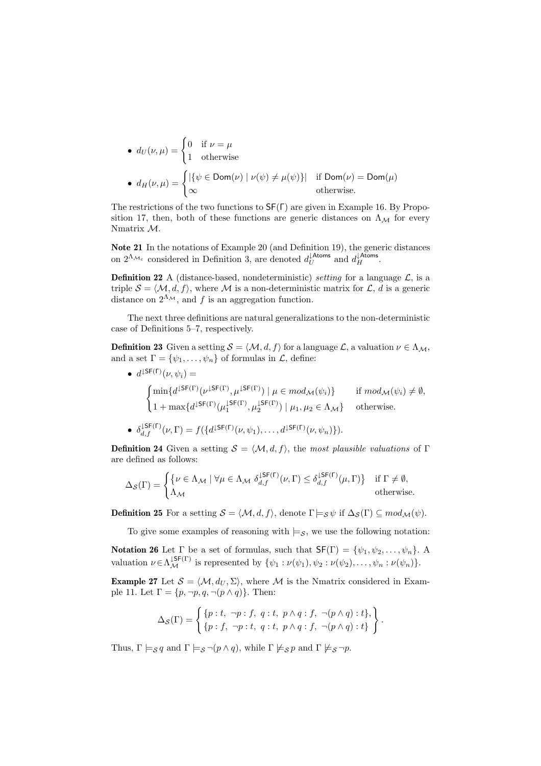- $d_U(\nu, \mu) = \begin{cases} 0 & \text{if } \nu = \mu \\ 1 & \text{otherwise} \end{cases}$

- $d_H(\nu, \mu) = \begin{cases} |\{\psi \in \mathsf{Dom}(\nu) \mid \nu(\psi) \neq \mu(\psi)\}| & \text{if } \mathsf{Dom}(\nu) = \mathsf{Dom}(\mu) \\ \infty & \text{otherwise.} \end{cases}$

The restrictions of the two functions to $\mathsf{SF}(\Gamma)$ are given in Example 16. By Proposition 17, then, both of these functions are generic distances on $\Lambda_{\mathcal{M}}$ for every Nmatrix $\mathcal{M}$.

**Note 21** In the notations of Example 20 (and Definition 19), the generic distances on $2^{\Lambda_{\mathcal{M}_c}}$ considered in Definition 3, are denoted $d_U^{\downarrow\mathsf{Atoms}}$ and $d_H^{\downarrow\mathsf{Atoms}}$.

**Definition 22** A (distance-based, nondeterministic) *setting* for a language $\mathcal{L}$, is a triple $\mathcal{S} = \langle \mathcal{M}, d, f \rangle$, where $\mathcal{M}$ is a non-deterministic matrix for $\mathcal{L}$, $d$ is a generic distance on $2^{\Lambda_{\mathcal{M}}}$, and $f$ is an aggregation function.

The next three definitions are natural generalizations to the non-deterministic case of Definitions 5–7, respectively.

**Definition 23** Given a setting $\mathcal{S} = \langle \mathcal{M}, d, f \rangle$ for a language $\mathcal{L}$, a valuation $\nu \in \Lambda_{\mathcal{M}}$, and a set $\Gamma = \{\psi_1, \ldots, \psi_n\}$ of formulas in $\mathcal{L}$, define:

- $d^{\downarrow\mathsf{SF}(\Gamma)}(\nu, \psi_i) =$

$$\begin{cases} \min\{d^{\downarrow\mathsf{SF}(\Gamma)}(\nu^{\downarrow\mathsf{SF}(\Gamma)}, \mu^{\downarrow\mathsf{SF}(\Gamma)}) \mid \mu \in mod_{\mathcal{M}}(\psi_i)\} & \text{if } mod_{\mathcal{M}}(\psi_i) \neq \emptyset, \\ 1 + \max\{d^{\downarrow\mathsf{SF}(\Gamma)}(\mu_1^{\downarrow\mathsf{SF}(\Gamma)}, \mu_2^{\downarrow\mathsf{SF}(\Gamma)}) \mid \mu_1, \mu_2 \in \Lambda_{\mathcal{M}}\} & \text{otherwise.} \end{cases}$$

- $\delta_{d,f}^{\downarrow\mathsf{SF}(\Gamma)}(\nu, \Gamma) = f(\{d^{\downarrow\mathsf{SF}(\Gamma)}(\nu, \psi_1), \ldots, d^{\downarrow\mathsf{SF}(\Gamma)}(\nu, \psi_n)\})$.

**Definition 24** Given a setting $\mathcal{S} = \langle \mathcal{M}, d, f \rangle$, the *most plausible valuations* of $\Gamma$ are defined as follows:

$$\Delta_{\mathcal{S}}(\Gamma) = \begin{cases} \{\nu \in \Lambda_{\mathcal{M}} \mid \forall \mu \in \Lambda_{\mathcal{M}} \ \delta_{d,f}^{\downarrow\mathsf{SF}(\Gamma)}(\nu, \Gamma) \leq \delta_{d,f}^{\downarrow\mathsf{SF}(\Gamma)}(\mu, \Gamma)\} & \text{if } \Gamma \neq \emptyset, \\ \Lambda_{\mathcal{M}} & \text{otherwise.} \end{cases}$$

**Definition 25** For a setting $\mathcal{S} = \langle \mathcal{M}, d, f \rangle$, denote $\Gamma \models_{\mathcal{S}} \psi$ if $\Delta_{\mathcal{S}}(\Gamma) \subseteq mod_{\mathcal{M}}(\psi)$.

To give some examples of reasoning with $\models_{\mathcal{S}}$, we use the following notation:

**Notation 26** Let $\Gamma$ be a set of formulas, such that $\mathsf{SF}(\Gamma) = \{\psi_1, \psi_2, \ldots, \psi_n\}$. A valuation $\nu \in \Lambda_{\mathcal{M}}^{\downarrow\mathsf{SF}(\Gamma)}$ is represented by $\{\psi_1 : \nu(\psi_1), \psi_2 : \nu(\psi_2), \ldots, \psi_n : \nu(\psi_n)\}$.

**Example 27** Let $\mathcal{S} = \langle \mathcal{M}, d_U, \Sigma \rangle$, where $\mathcal{M}$ is the Nmatrix considered in Example 11. Let $\Gamma = \{p, \neg p, q, \neg(p \wedge q)\}$. Then:

$$\Delta_{\mathcal{S}}(\Gamma) = \left\{ \begin{array}{l} \{p : t,\ \neg p : f,\ q : t,\ p \wedge q : f,\ \neg(p \wedge q) : t\}, \\ \{p : f,\ \neg p : t,\ q : t,\ p \wedge q : f,\ \neg(p \wedge q) : t\} \end{array} \right\}.$$

Thus, $\Gamma \models_{\mathcal{S}} q$ and $\Gamma \models_{\mathcal{S}} \neg(p \wedge q)$, while $\Gamma \not\models_{\mathcal{S}} p$ and $\Gamma \not\models_{\mathcal{S}} \neg p$.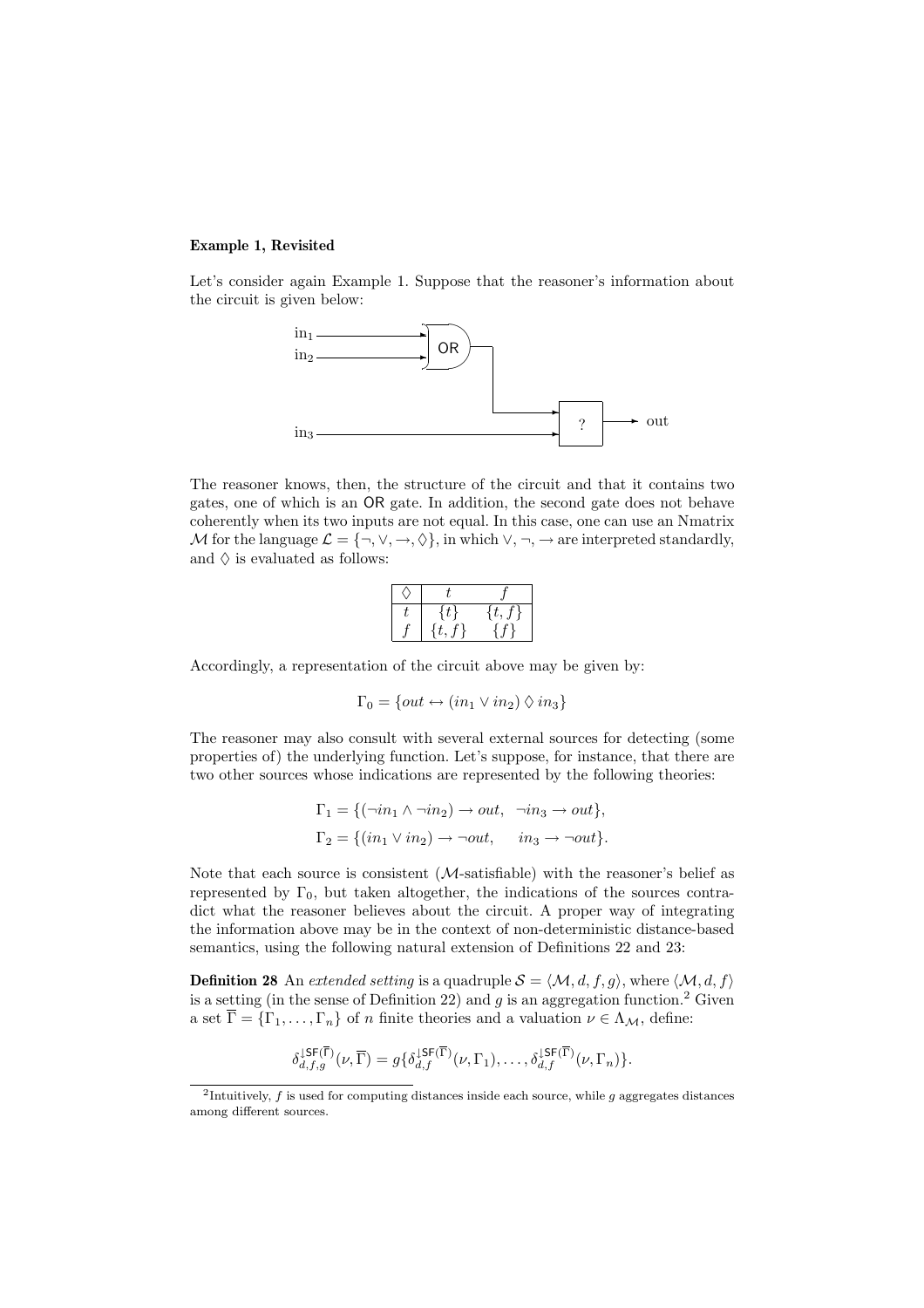**Example 1, Revisited**

Let's consider again Example 1. Suppose that the reasoner's information about the circuit is given below:

The reasoner knows, then, the structure of the circuit and that it contains two gates, one of which is an OR gate. In addition, the second gate does not behave coherently when its two inputs are not equal. In this case, one can use an Nmatrix $\mathcal{M}$ for the language $\mathcal{L} = \{\neg, \vee, \rightarrow, \Diamond\}$, in which $\vee, \neg, \rightarrow$ are interpreted standardly, and $\Diamond$ is evaluated as follows:

| $\Diamond$ | $t$ | $f$ |
|---|---|---|
| $t$ | $\{t\}$ | $\{t, f\}$ |
| $f$ | $\{t, f\}$ | $\{f\}$ |

Accordingly, a representation of the circuit above may be given by:

$$\Gamma_0 = \{out \leftrightarrow (in_1 \vee in_2) \Diamond in_3\}$$

The reasoner may also consult with several external sources for detecting (some properties of) the underlying function. Let's suppose, for instance, that there are two other sources whose indications are represented by the following theories:

$$\Gamma_1 = \{(\neg in_1 \wedge \neg in_2) \rightarrow out, \;\; \neg in_3 \rightarrow out\},$$

$$\Gamma_2 = \{(in_1 \vee in_2) \rightarrow \neg out, \quad\; in_3 \rightarrow \neg out\}.$$

Note that each source is consistent ($\mathcal{M}$-satisfiable) with the reasoner's belief as represented by $\Gamma_0$, but taken altogether, the indications of the sources contradict what the reasoner believes about the circuit. A proper way of integrating the information above may be in the context of non-deterministic distance-based semantics, using the following natural extension of Definitions 22 and 23:

**Definition 28** An *extended setting* is a quadruple $\mathcal{S} = \langle \mathcal{M}, d, f, g \rangle$, where $\langle \mathcal{M}, d, f \rangle$ is a setting (in the sense of Definition 22) and $g$ is an aggregation function.[2] Given a set $\overline{\Gamma} = \{\Gamma_1, \ldots, \Gamma_n\}$ of $n$ finite theories and a valuation $\nu \in \Lambda_{\mathcal{M}}$, define:

$$\delta^{\downarrow \mathsf{SF}(\overline{\Gamma})}_{d,f,g}(\nu, \overline{\Gamma}) = g\{\delta^{\downarrow \mathsf{SF}(\overline{\Gamma})}_{d,f}(\nu, \Gamma_1), \ldots, \delta^{\downarrow \mathsf{SF}(\overline{\Gamma})}_{d,f}(\nu, \Gamma_n)\}.$$

[2] Intuitively, $f$ is used for computing distances inside each source, while $g$ aggregates distances among different sources.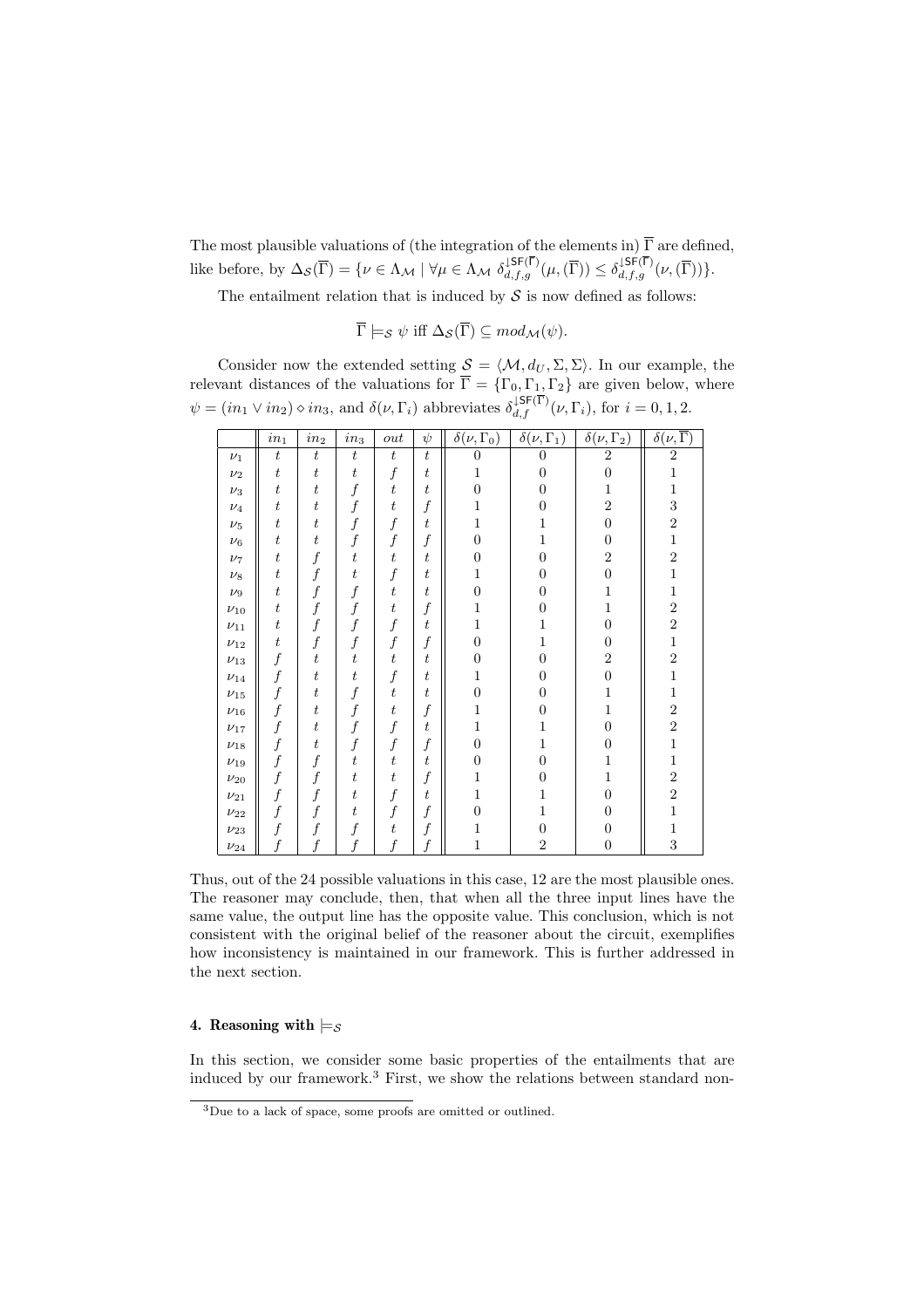The most plausible valuations of (the integration of the elements in) $\overline{\Gamma}$ are defined, like before, by $\Delta_{\mathcal{S}}(\overline{\Gamma}) = \{\nu \in \Lambda_{\mathcal{M}} \mid \forall \mu \in \Lambda_{\mathcal{M}} \; \delta^{\downarrow \mathsf{SF}(\overline{\Gamma})}_{d,f,g}(\mu, (\overline{\Gamma})) \leq \delta^{\downarrow \mathsf{SF}(\overline{\Gamma})}_{d,f,g}(\nu, (\overline{\Gamma}))\}$.

The entailment relation that is induced by $\mathcal{S}$ is now defined as follows:

$$\overline{\Gamma} \models_{\mathcal{S}} \psi \text{ iff } \Delta_{\mathcal{S}}(\overline{\Gamma}) \subseteq mod_{\mathcal{M}}(\psi).$$

Consider now the extended setting $\mathcal{S} = \langle \mathcal{M}, d_U, \Sigma, \Sigma \rangle$. In our example, the relevant distances of the valuations for $\overline{\Gamma} = \{\Gamma_0, \Gamma_1, \Gamma_2\}$ are given below, where $\psi = (in_1 \vee in_2) \diamond in_3$, and $\delta(\nu, \Gamma_i)$ abbreviates $\delta^{\downarrow \mathsf{SF}(\overline{\Gamma})}_{d,f}(\nu, \Gamma_i)$, for $i = 0, 1, 2$.

| | $in_1$ | $in_2$ | $in_3$ | $out$ | $\psi$ | $\delta(\nu, \Gamma_0)$ | $\delta(\nu, \Gamma_1)$ | $\delta(\nu, \Gamma_2)$ | $\delta(\nu, \overline{\Gamma})$ |
|---|---|---|---|---|---|---|---|---|---|
| $\nu_1$ | $t$ | $t$ | $t$ | $t$ | $t$ | 0 | 0 | 2 | 2 |
| $\nu_2$ | $t$ | $t$ | $t$ | $f$ | $t$ | 1 | 0 | 0 | 1 |
| $\nu_3$ | $t$ | $t$ | $f$ | $t$ | $t$ | 0 | 0 | 1 | 1 |
| $\nu_4$ | $t$ | $t$ | $f$ | $t$ | $f$ | 1 | 0 | 2 | 3 |
| $\nu_5$ | $t$ | $t$ | $f$ | $f$ | $t$ | 1 | 1 | 0 | 2 |
| $\nu_6$ | $t$ | $t$ | $f$ | $f$ | $f$ | 0 | 1 | 0 | 1 |
| $\nu_7$ | $t$ | $f$ | $t$ | $t$ | $t$ | 0 | 0 | 2 | 2 |
| $\nu_8$ | $t$ | $f$ | $t$ | $f$ | $t$ | 1 | 0 | 0 | 1 |
| $\nu_9$ | $t$ | $f$ | $f$ | $t$ | $t$ | 0 | 0 | 1 | 1 |
| $\nu_{10}$ | $t$ | $f$ | $f$ | $t$ | $f$ | 1 | 0 | 1 | 2 |
| $\nu_{11}$ | $t$ | $f$ | $f$ | $f$ | $t$ | 1 | 1 | 0 | 2 |
| $\nu_{12}$ | $t$ | $f$ | $f$ | $f$ | $f$ | 0 | 1 | 0 | 1 |
| $\nu_{13}$ | $f$ | $t$ | $t$ | $t$ | $t$ | 0 | 0 | 2 | 2 |
| $\nu_{14}$ | $f$ | $t$ | $t$ | $f$ | $t$ | 1 | 0 | 0 | 1 |
| $\nu_{15}$ | $f$ | $t$ | $f$ | $t$ | $t$ | 0 | 0 | 1 | 1 |
| $\nu_{16}$ | $f$ | $t$ | $f$ | $t$ | $f$ | 1 | 0 | 1 | 2 |
| $\nu_{17}$ | $f$ | $t$ | $f$ | $f$ | $t$ | 1 | 1 | 0 | 2 |
| $\nu_{18}$ | $f$ | $t$ | $f$ | $f$ | $f$ | 0 | 1 | 0 | 1 |
| $\nu_{19}$ | $f$ | $f$ | $t$ | $t$ | $t$ | 0 | 0 | 1 | 1 |
| $\nu_{20}$ | $f$ | $f$ | $t$ | $t$ | $f$ | 1 | 0 | 1 | 2 |
| $\nu_{21}$ | $f$ | $f$ | $t$ | $f$ | $t$ | 1 | 1 | 0 | 2 |
| $\nu_{22}$ | $f$ | $f$ | $t$ | $f$ | $f$ | 0 | 1 | 0 | 1 |
| $\nu_{23}$ | $f$ | $f$ | $f$ | $t$ | $f$ | 1 | 0 | 0 | 1 |
| $\nu_{24}$ | $f$ | $f$ | $f$ | $f$ | $f$ | 1 | 2 | 0 | 3 |

Thus, out of the 24 possible valuations in this case, 12 are the most plausible ones. The reasoner may conclude, then, that when all the three input lines have the same value, the output line has the opposite value. This conclusion, which is not consistent with the original belief of the reasoner about the circuit, exemplifies how inconsistency is maintained in our framework. This is further addressed in the next section.

## 4. Reasoning with $\models_{\mathcal{S}}$

In this section, we consider some basic properties of the entailments that are induced by our framework.[3] First, we show the relations between standard non-

[3] Due to a lack of space, some proofs are omitted or outlined.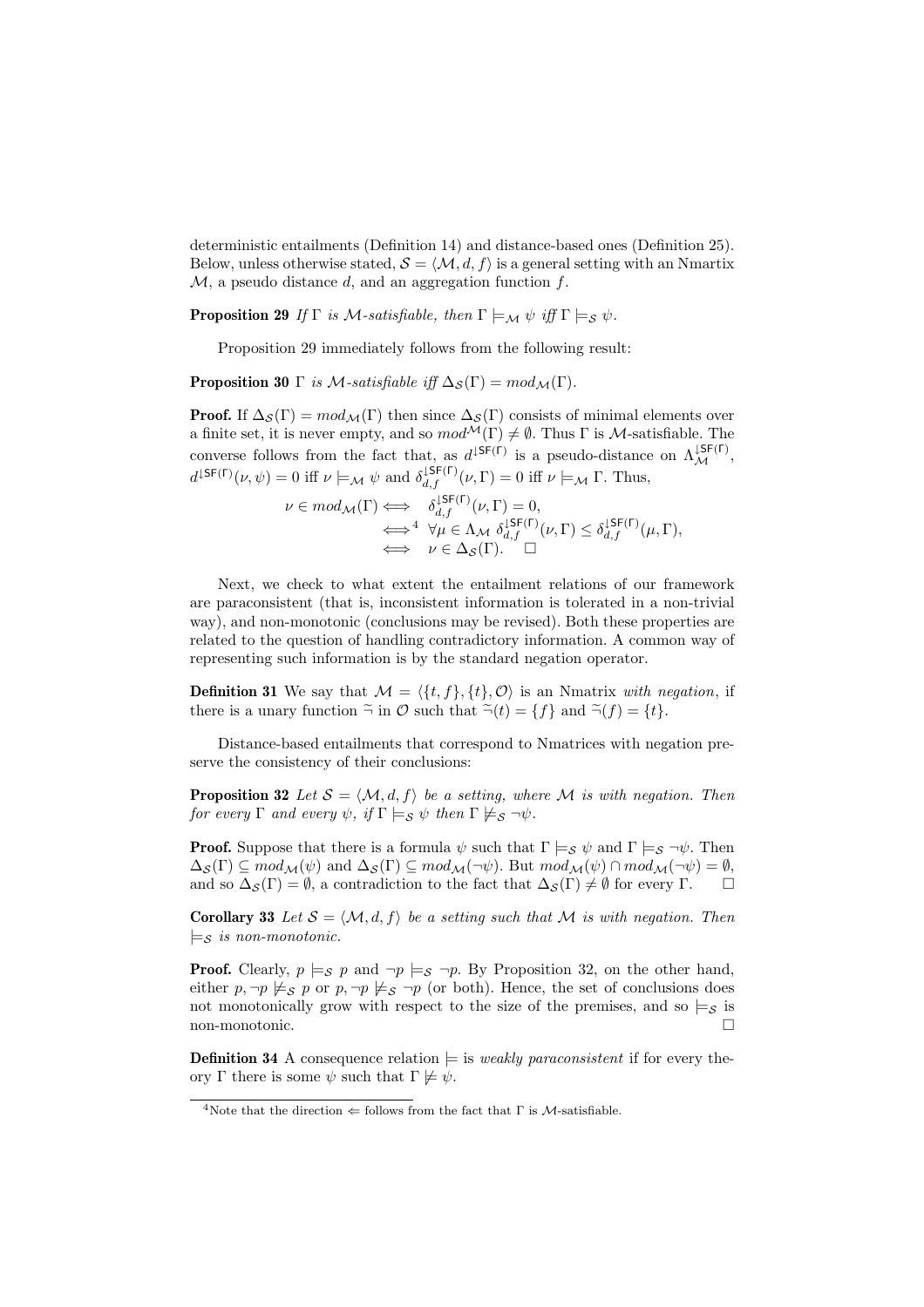deterministic entailments (Definition 14) and distance-based ones (Definition 25). Below, unless otherwise stated, $\mathcal{S} = \langle \mathcal{M}, d, f \rangle$ is a general setting with an Nmartix $\mathcal{M}$, a pseudo distance $d$, and an aggregation function $f$.

**Proposition 29** *If* $\Gamma$ *is* $\mathcal{M}$*-satisfiable, then* $\Gamma \models_{\mathcal{M}} \psi$ *iff* $\Gamma \models_{\mathcal{S}} \psi$.

Proposition 29 immediately follows from the following result:

**Proposition 30** $\Gamma$ *is* $\mathcal{M}$*-satisfiable iff* $\Delta_{\mathcal{S}}(\Gamma) = mod_{\mathcal{M}}(\Gamma)$.

**Proof.** If $\Delta_{\mathcal{S}}(\Gamma) = mod_{\mathcal{M}}(\Gamma)$ then since $\Delta_{\mathcal{S}}(\Gamma)$ consists of minimal elements over a finite set, it is never empty, and so $mod^{\mathcal{M}}(\Gamma) \neq \emptyset$. Thus $\Gamma$ is $\mathcal{M}$-satisfiable. The converse follows from the fact that, as $d^{\downarrow \mathsf{SF}(\Gamma)}$ is a pseudo-distance on $\Lambda_{\mathcal{M}}^{\downarrow \mathsf{SF}(\Gamma)}$, $d^{\downarrow \mathsf{SF}(\Gamma)}(\nu, \psi) = 0$ iff $\nu \models_{\mathcal{M}} \psi$ and $\delta_{d,f}^{\downarrow \mathsf{SF}(\Gamma)}(\nu, \Gamma) = 0$ iff $\nu \models_{\mathcal{M}} \Gamma$. Thus,

$$
\begin{aligned}
\nu \in mod_{\mathcal{M}}(\Gamma) &\iff \delta_{d,f}^{\downarrow \mathsf{SF}(\Gamma)}(\nu, \Gamma) = 0, \\
&\overset{4}{\iff} \forall \mu \in \Lambda_{\mathcal{M}}\ \delta_{d,f}^{\downarrow \mathsf{SF}(\Gamma)}(\nu, \Gamma) \leq \delta_{d,f}^{\downarrow \mathsf{SF}(\Gamma)}(\mu, \Gamma), \\
&\iff \nu \in \Delta_{\mathcal{S}}(\Gamma). \quad \square
\end{aligned}
$$

Next, we check to what extent the entailment relations of our framework are paraconsistent (that is, inconsistent information is tolerated in a non-trivial way), and non-monotonic (conclusions may be revised). Both these properties are related to the question of handling contradictory information. A common way of representing such information is by the standard negation operator.

**Definition 31** We say that $\mathcal{M} = \langle \{t, f\}, \{t\}, \mathcal{O} \rangle$ is an Nmatrix *with negation*, if there is a unary function $\tilde{\neg}$ in $\mathcal{O}$ such that $\tilde{\neg}(t) = \{f\}$ and $\tilde{\neg}(f) = \{t\}$.

Distance-based entailments that correspond to Nmatrices with negation preserve the consistency of their conclusions:

**Proposition 32** *Let* $\mathcal{S} = \langle \mathcal{M}, d, f \rangle$ *be a setting, where* $\mathcal{M}$ *is with negation. Then for every* $\Gamma$ *and every* $\psi$*, if* $\Gamma \models_{\mathcal{S}} \psi$ *then* $\Gamma \not\models_{\mathcal{S}} \neg\psi$.

**Proof.** Suppose that there is a formula $\psi$ such that $\Gamma \models_{\mathcal{S}} \psi$ and $\Gamma \models_{\mathcal{S}} \neg\psi$. Then $\Delta_{\mathcal{S}}(\Gamma) \subseteq mod_{\mathcal{M}}(\psi)$ and $\Delta_{\mathcal{S}}(\Gamma) \subseteq mod_{\mathcal{M}}(\neg\psi)$. But $mod_{\mathcal{M}}(\psi) \cap mod_{\mathcal{M}}(\neg\psi) = \emptyset$, and so $\Delta_{\mathcal{S}}(\Gamma) = \emptyset$, a contradiction to the fact that $\Delta_{\mathcal{S}}(\Gamma) \neq \emptyset$ for every $\Gamma$. $\square$

**Corollary 33** *Let* $\mathcal{S} = \langle \mathcal{M}, d, f \rangle$ *be a setting such that* $\mathcal{M}$ *is with negation. Then* $\models_{\mathcal{S}}$ *is non-monotonic.*

**Proof.** Clearly, $p \models_{\mathcal{S}} p$ and $\neg p \models_{\mathcal{S}} \neg p$. By Proposition 32, on the other hand, either $p, \neg p \not\models_{\mathcal{S}} p$ or $p, \neg p \not\models_{\mathcal{S}} \neg p$ (or both). Hence, the set of conclusions does not monotonically grow with respect to the size of the premises, and so $\models_{\mathcal{S}}$ is non-monotonic. $\square$

**Definition 34** A consequence relation $\models$ is *weakly paraconsistent* if for every theory $\Gamma$ there is some $\psi$ such that $\Gamma \not\models \psi$.

---

[4] Note that the direction $\Leftarrow$ follows from the fact that $\Gamma$ is $\mathcal{M}$-satisfiable.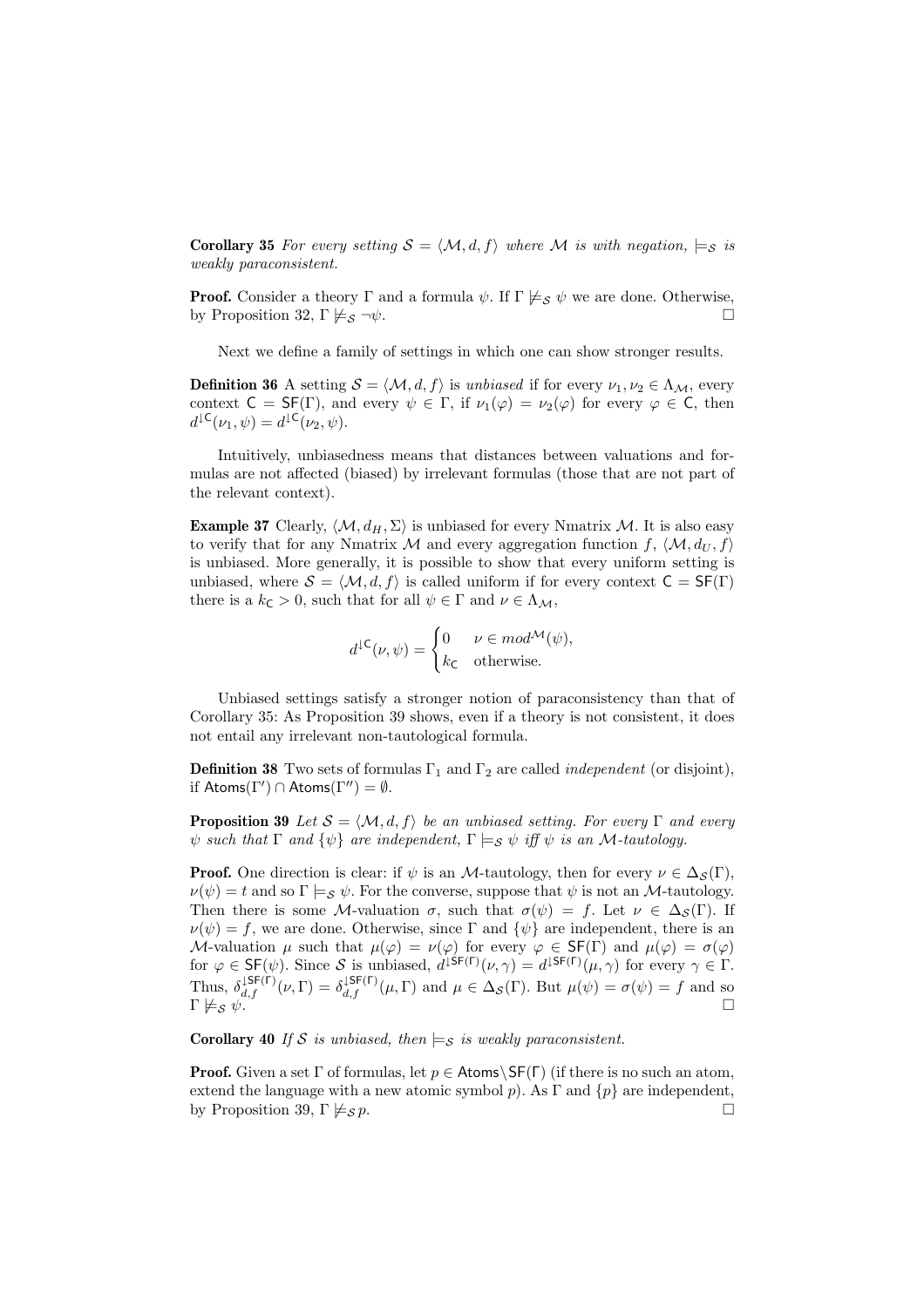**Corollary 35** *For every setting $\mathcal{S} = \langle \mathcal{M}, d, f \rangle$ where $\mathcal{M}$ is with negation, $\models_{\mathcal{S}}$ is weakly paraconsistent.*

**Proof.** Consider a theory $\Gamma$ and a formula $\psi$. If $\Gamma \not\models_{\mathcal{S}} \psi$ we are done. Otherwise, by Proposition 32, $\Gamma \not\models_{\mathcal{S}} \neg\psi$. $\square$

Next we define a family of settings in which one can show stronger results.

**Definition 36** A setting $\mathcal{S} = \langle \mathcal{M}, d, f \rangle$ is *unbiased* if for every $\nu_1, \nu_2 \in \Lambda_{\mathcal{M}}$, every context $\mathsf{C} = \mathsf{SF}(\Gamma)$, and every $\psi \in \Gamma$, if $\nu_1(\varphi) = \nu_2(\varphi)$ for every $\varphi \in \mathsf{C}$, then $d^{\downarrow\mathsf{C}}(\nu_1, \psi) = d^{\downarrow\mathsf{C}}(\nu_2, \psi)$.

Intuitively, unbiasedness means that distances between valuations and formulas are not affected (biased) by irrelevant formulas (those that are not part of the relevant context).

**Example 37** Clearly, $\langle \mathcal{M}, d_H, \Sigma \rangle$ is unbiased for every Nmatrix $\mathcal{M}$. It is also easy to verify that for any Nmatrix $\mathcal{M}$ and every aggregation function $f$, $\langle \mathcal{M}, d_U, f \rangle$ is unbiased. More generally, it is possible to show that every uniform setting is unbiased, where $\mathcal{S} = \langle \mathcal{M}, d, f \rangle$ is called uniform if for every context $\mathsf{C} = \mathsf{SF}(\Gamma)$ there is a $k_{\mathsf{C}} > 0$, such that for all $\psi \in \Gamma$ and $\nu \in \Lambda_{\mathcal{M}}$,

$$d^{\downarrow\mathsf{C}}(\nu, \psi) = \begin{cases} 0 & \nu \in mod^{\mathcal{M}}(\psi), \\ k_{\mathsf{C}} & \text{otherwise.} \end{cases}$$

Unbiased settings satisfy a stronger notion of paraconsistency than that of Corollary 35: As Proposition 39 shows, even if a theory is not consistent, it does not entail any irrelevant non-tautological formula.

**Definition 38** Two sets of formulas $\Gamma_1$ and $\Gamma_2$ are called *independent* (or disjoint), if $\mathsf{Atoms}(\Gamma') \cap \mathsf{Atoms}(\Gamma'') = \emptyset$.

**Proposition 39** *Let $\mathcal{S} = \langle \mathcal{M}, d, f \rangle$ be an unbiased setting. For every $\Gamma$ and every $\psi$ such that $\Gamma$ and $\{\psi\}$ are independent, $\Gamma \models_{\mathcal{S}} \psi$ iff $\psi$ is an $\mathcal{M}$-tautology.*

**Proof.** One direction is clear: if $\psi$ is an $\mathcal{M}$-tautology, then for every $\nu \in \Delta_{\mathcal{S}}(\Gamma)$, $\nu(\psi) = t$ and so $\Gamma \models_{\mathcal{S}} \psi$. For the converse, suppose that $\psi$ is not an $\mathcal{M}$-tautology. Then there is some $\mathcal{M}$-valuation $\sigma$, such that $\sigma(\psi) = f$. Let $\nu \in \Delta_{\mathcal{S}}(\Gamma)$. If $\nu(\psi) = f$, we are done. Otherwise, since $\Gamma$ and $\{\psi\}$ are independent, there is an $\mathcal{M}$-valuation $\mu$ such that $\mu(\varphi) = \nu(\varphi)$ for every $\varphi \in \mathsf{SF}(\Gamma)$ and $\mu(\varphi) = \sigma(\varphi)$ for $\varphi \in \mathsf{SF}(\psi)$. Since $\mathcal{S}$ is unbiased, $d^{\downarrow\mathsf{SF}(\Gamma)}(\nu, \gamma) = d^{\downarrow\mathsf{SF}(\Gamma)}(\mu, \gamma)$ for every $\gamma \in \Gamma$. Thus, $\delta_{d,f}^{\downarrow\mathsf{SF}(\Gamma)}(\nu, \Gamma) = \delta_{d,f}^{\downarrow\mathsf{SF}(\Gamma)}(\mu, \Gamma)$ and $\mu \in \Delta_{\mathcal{S}}(\Gamma)$. But $\mu(\psi) = \sigma(\psi) = f$ and so $\Gamma \not\models_{\mathcal{S}} \psi$. $\square$

**Corollary 40** *If $\mathcal{S}$ is unbiased, then $\models_{\mathcal{S}}$ is weakly paraconsistent.*

**Proof.** Given a set $\Gamma$ of formulas, let $p \in \mathsf{Atoms} \backslash \mathsf{SF}(\Gamma)$ (if there is no such an atom, extend the language with a new atomic symbol $p$). As $\Gamma$ and $\{p\}$ are independent, by Proposition 39, $\Gamma \not\models_{\mathcal{S}} p$. $\square$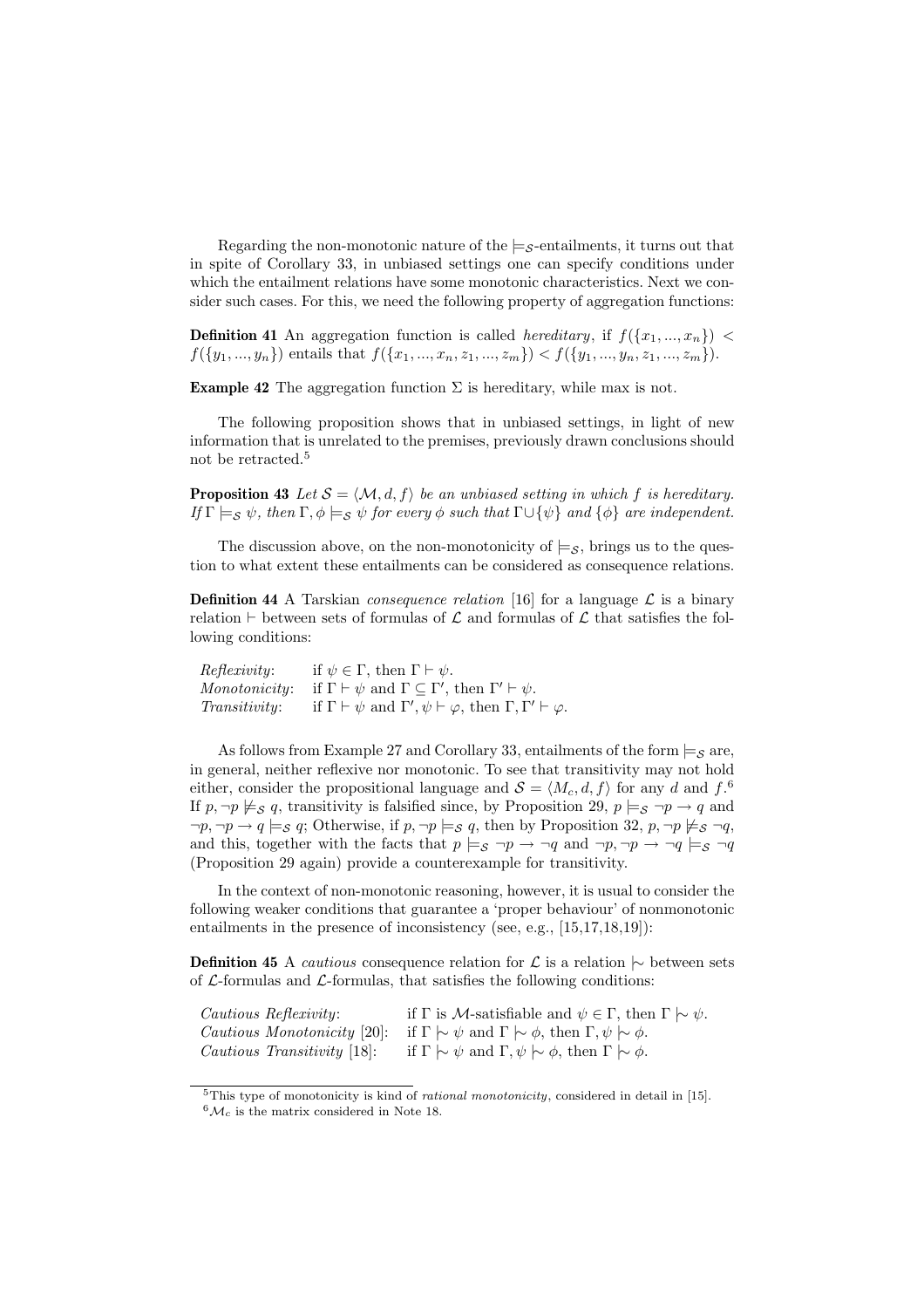Regarding the non-monotonic nature of the $\models_{\mathcal{S}}$-entailments, it turns out that in spite of Corollary 33, in unbiased settings one can specify conditions under which the entailment relations have some monotonic characteristics. Next we consider such cases. For this, we need the following property of aggregation functions:

**Definition 41** An aggregation function is called *hereditary*, if $f(\{x_1, ..., x_n\}) < f(\{y_1, ..., y_n\})$ entails that $f(\{x_1, ..., x_n, z_1, ..., z_m\}) < f(\{y_1, ..., y_n, z_1, ..., z_m\})$.

**Example 42** The aggregation function $\Sigma$ is hereditary, while max is not.

The following proposition shows that in unbiased settings, in light of new information that is unrelated to the premises, previously drawn conclusions should not be retracted.[5]

**Proposition 43** *Let $\mathcal{S} = \langle \mathcal{M}, d, f \rangle$ be an unbiased setting in which $f$ is hereditary. If $\Gamma \models_{\mathcal{S}} \psi$, then $\Gamma, \phi \models_{\mathcal{S}} \psi$ for every $\phi$ such that $\Gamma \cup \{\psi\}$ and $\{\phi\}$ are independent.*

The discussion above, on the non-monotonicity of $\models_{\mathcal{S}}$, brings us to the question to what extent these entailments can be considered as consequence relations.

**Definition 44** A Tarskian *consequence relation* [16] for a language $\mathcal{L}$ is a binary relation $\vdash$ between sets of formulas of $\mathcal{L}$ and formulas of $\mathcal{L}$ that satisfies the following conditions:

*Reflexivity*: if $\psi \in \Gamma$, then $\Gamma \vdash \psi$.
*Monotonicity*: if $\Gamma \vdash \psi$ and $\Gamma \subseteq \Gamma'$, then $\Gamma' \vdash \psi$.
*Transitivity*: if $\Gamma \vdash \psi$ and $\Gamma', \psi \vdash \varphi$, then $\Gamma, \Gamma' \vdash \varphi$.

As follows from Example 27 and Corollary 33, entailments of the form $\models_{\mathcal{S}}$ are, in general, neither reflexive nor monotonic. To see that transitivity may not hold either, consider the propositional language and $\mathcal{S} = \langle M_c, d, f \rangle$ for any $d$ and $f$.[6] If $p, \neg p \not\models_{\mathcal{S}} q$, transitivity is falsified since, by Proposition 29, $p \models_{\mathcal{S}} \neg p \rightarrow q$ and $\neg p, \neg p \rightarrow q \models_{\mathcal{S}} q$; Otherwise, if $p, \neg p \models_{\mathcal{S}} q$, then by Proposition 32, $p, \neg p \not\models_{\mathcal{S}} \neg q$, and this, together with the facts that $p \models_{\mathcal{S}} \neg p \rightarrow \neg q$ and $\neg p, \neg p \rightarrow \neg q \models_{\mathcal{S}} \neg q$ (Proposition 29 again) provide a counterexample for transitivity.

In the context of non-monotonic reasoning, however, it is usual to consider the following weaker conditions that guarantee a 'proper behaviour' of nonmonotonic entailments in the presence of inconsistency (see, e.g., [15,17,18,19]):

**Definition 45** A *cautious* consequence relation for $\mathcal{L}$ is a relation $\mid\!\sim$ between sets of $\mathcal{L}$-formulas and $\mathcal{L}$-formulas, that satisfies the following conditions:

*Cautious Reflexivity*: if $\Gamma$ is $\mathcal{M}$-satisfiable and $\psi \in \Gamma$, then $\Gamma \mid\!\sim \psi$.
*Cautious Monotonicity* [20]: if $\Gamma \mid\!\sim \psi$ and $\Gamma \mid\!\sim \phi$, then $\Gamma, \psi \mid\!\sim \phi$.
*Cautious Transitivity* [18]: if $\Gamma \mid\!\sim \psi$ and $\Gamma, \psi \mid\!\sim \phi$, then $\Gamma \mid\!\sim \phi$.

---

[5] This type of monotonicity is kind of *rational monotonicity*, considered in detail in [15].

[6] $\mathcal{M}_c$ is the matrix considered in Note 18.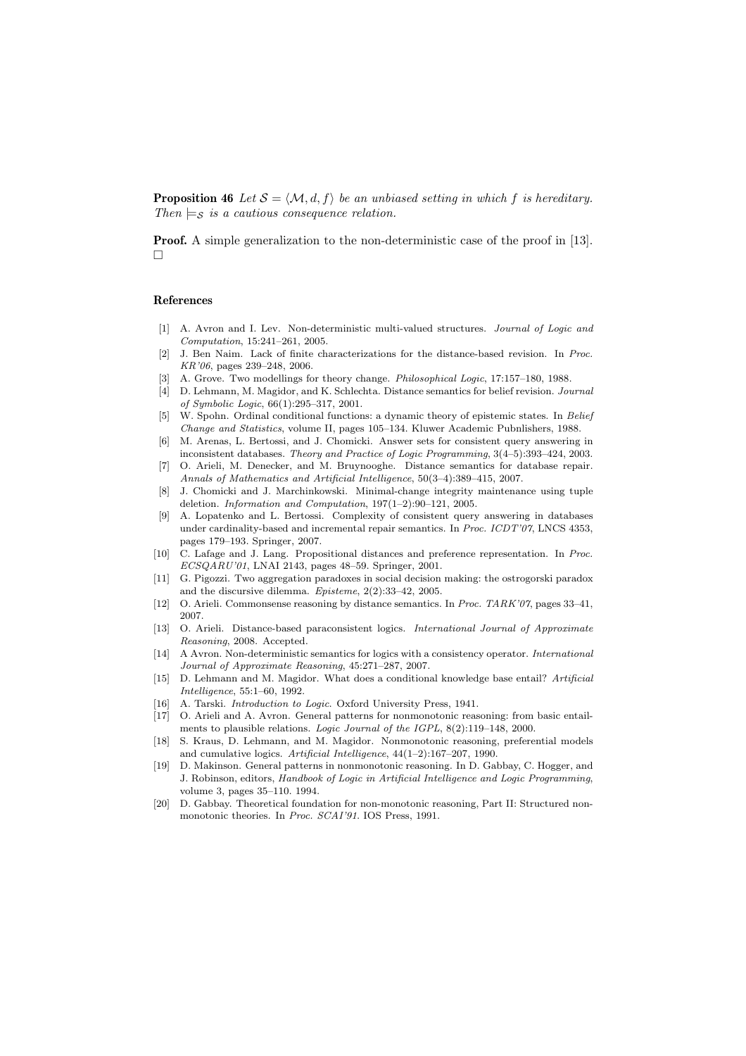**Proposition 46** *Let $\mathcal{S} = \langle \mathcal{M}, d, f \rangle$ be an unbiased setting in which $f$ is hereditary. Then $\models_{\mathcal{S}}$ is a cautious consequence relation.*

**Proof.** A simple generalization to the non-deterministic case of the proof in [13]. $\Box$

## References

1. A. Avron and I. Lev. Non-deterministic multi-valued structures. *Journal of Logic and Computation*, 15:241–261, 2005.
2. J. Ben Naim. Lack of finite characterizations for the distance-based revision. In *Proc. KR'06*, pages 239–248, 2006.
3. A. Grove. Two modellings for theory change. *Philosophical Logic*, 17:157–180, 1988.
4. D. Lehmann, M. Magidor, and K. Schlechta. Distance semantics for belief revision. *Journal of Symbolic Logic*, 66(1):295–317, 2001.
5. W. Spohn. Ordinal conditional functions: a dynamic theory of epistemic states. In *Belief Change and Statistics*, volume II, pages 105–134. Kluwer Academic Pubnlishers, 1988.
6. M. Arenas, L. Bertossi, and J. Chomicki. Answer sets for consistent query answering in inconsistent databases. *Theory and Practice of Logic Programming*, 3(4–5):393–424, 2003.
7. O. Arieli, M. Denecker, and M. Bruynooghe. Distance semantics for database repair. *Annals of Mathematics and Artificial Intelligence*, 50(3–4):389–415, 2007.
8. J. Chomicki and J. Marchinkowski. Minimal-change integrity maintenance using tuple deletion. *Information and Computation*, 197(1–2):90–121, 2005.
9. A. Lopatenko and L. Bertossi. Complexity of consistent query answering in databases under cardinality-based and incremental repair semantics. In *Proc. ICDT'07*, LNCS 4353, pages 179–193. Springer, 2007.
10. C. Lafage and J. Lang. Propositional distances and preference representation. In *Proc. ECSQARU'01*, LNAI 2143, pages 48–59. Springer, 2001.
11. G. Pigozzi. Two aggregation paradoxes in social decision making: the ostrogorski paradox and the discursive dilemma. *Episteme*, 2(2):33–42, 2005.
12. O. Arieli. Commonsense reasoning by distance semantics. In *Proc. TARK'07*, pages 33–41, 2007.
13. O. Arieli. Distance-based paraconsistent logics. *International Journal of Approximate Reasoning*, 2008. Accepted.
14. A Avron. Non-deterministic semantics for logics with a consistency operator. *International Journal of Approximate Reasoning*, 45:271–287, 2007.
15. D. Lehmann and M. Magidor. What does a conditional knowledge base entail? *Artificial Intelligence*, 55:1–60, 1992.
16. A. Tarski. *Introduction to Logic.* Oxford University Press, 1941.
17. O. Arieli and A. Avron. General patterns for nonmonotonic reasoning: from basic entailments to plausible relations. *Logic Journal of the IGPL*, 8(2):119–148, 2000.
18. S. Kraus, D. Lehmann, and M. Magidor. Nonmonotonic reasoning, preferential models and cumulative logics. *Artificial Intelligence*, 44(1–2):167–207, 1990.
19. D. Makinson. General patterns in nonmonotonic reasoning. In D. Gabbay, C. Hogger, and J. Robinson, editors, *Handbook of Logic in Artificial Intelligence and Logic Programming*, volume 3, pages 35–110. 1994.
20. D. Gabbay. Theoretical foundation for non-monotonic reasoning, Part II: Structured non-monotonic theories. In *Proc. SCAI'91*. IOS Press, 1991.